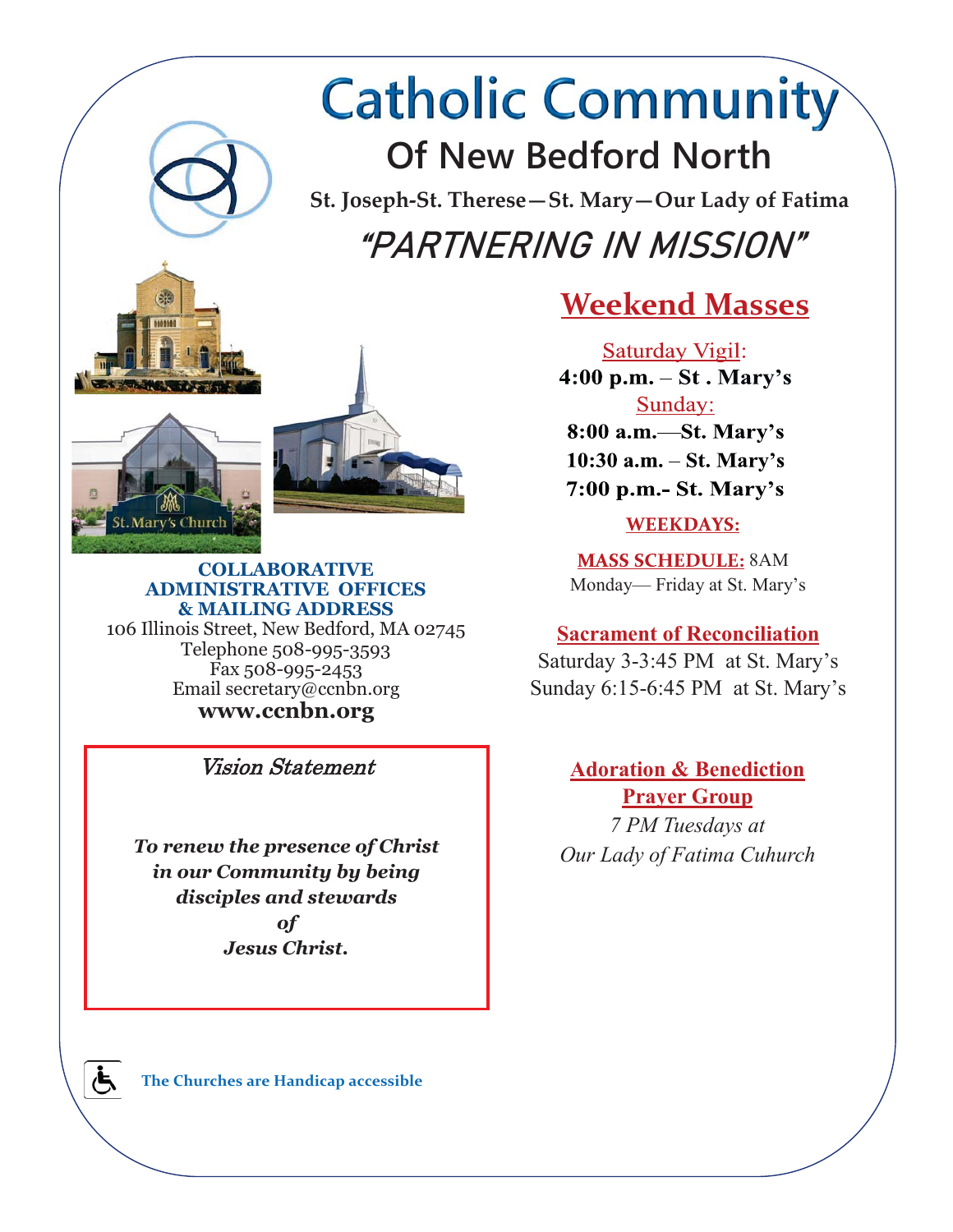# Catholic Community

## Of New Bedford North

**St. Joseph-St. Therese—St. Mary—Our Lady of Fatima**

## *"PARTNERING IN MISSION"*

St. Mary's Church

**COLLABORATIVE ADMINISTRATIVE OFFICES & MAILING ADDRESS**

106 Illinois Street, New Bedford, MA 02745
Telephone 508-995-3593
Fax 508-995-2453
Email secretary@ccnbn.org
**www.ccnbn.org**

### *Vision Statement*

***To renew the presence of Christ in our Community by being disciples and stewards of Jesus Christ.***

## Weekend Masses

Saturday Vigil:
**4:00 p.m. – St . Mary's**

Sunday:
**8:00 a.m.—St. Mary's**
**10:30 a.m. – St. Mary's**
**7:00 p.m.- St. Mary's**

**WEEKDAYS:**

**MASS SCHEDULE:** 8AM Monday— Friday at St. Mary's

**Sacrament of Reconciliation**

Saturday 3-3:45 PM at St. Mary's
Sunday 6:15-6:45 PM at St. Mary's

**Adoration & Benediction Prayer Group**

*7 PM Tuesdays at Our Lady of Fatima Cuhurch*

**The Churches are Handicap accessible**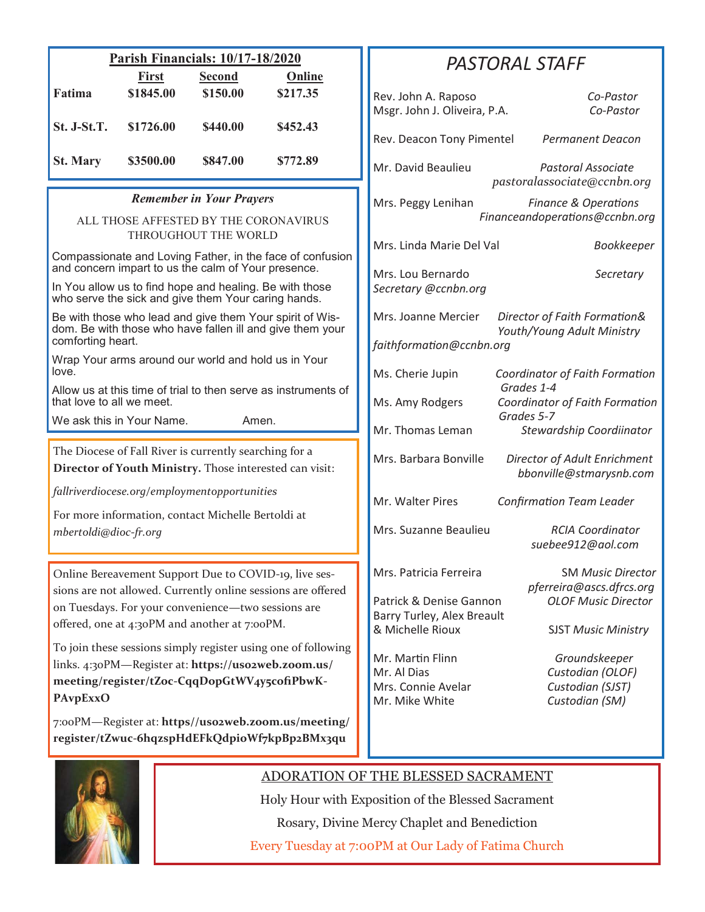## Parish Financials: 10/17-18/2020

| | First | Second | Online |
|---|---|---|---|
| Fatima | $1845.00 | $150.00 | $217.35 |
| St. J-St.T. | $1726.00 | $440.00 | $452.43 |
| St. Mary | $3500.00 | $847.00 | $772.89 |

### *Remember in Your Prayers*

ALL THOSE AFFESTED BY THE CORONAVIRUS THROUGHOUT THE WORLD

Compassionate and Loving Father, in the face of confusion and concern impart to us the calm of Your presence.

In You allow us to find hope and healing. Be with those who serve the sick and give them Your caring hands.

Be with those who lead and give them Your spirit of Wisdom. Be with those who have fallen ill and give them your comforting heart.

Wrap Your arms around our world and hold us in Your love.

Allow us at this time of trial to then serve as instruments of that love to all we meet.

We ask this in Your Name. Amen.

The Diocese of Fall River is currently searching for a **Director of Youth Ministry.** Those interested can visit:

*fallriverdiocese.org/employmentopportunities*

For more information, contact Michelle Bertoldi at *mbertoldi@dioc-fr.org*

Online Bereavement Support Due to COVID-19, live sessions are not allowed. Currently online sessions are offered on Tuesdays. For your convenience—two sessions are offered, one at 4:30PM and another at 7:00PM.

To join these sessions simply register using one of following links. 4:30PM—Register at: **https://us02web.zoom.us/meeting/register/tZoc-CqqDopGtWV4y5cofiPbwK-PAvpExxO**

7:00PM—Register at: **https//us02web.zoom.us/meeting/register/tZwuc-6hqzspHdEFkQdpioWf7kpBp2BMx3qu**

## PASTORAL STAFF

Rev. John A. Raposo — *Co-Pastor*
Msgr. John J. Oliveira, P.A. — *Co-Pastor*

Rev. Deacon Tony Pimentel — *Permanent Deacon*

Mr. David Beaulieu — *Pastoral Associate*
*pastoralassociate@ccnbn.org*

Mrs. Peggy Lenihan — *Finance & Operations*
*Financeandoperations@ccnbn.org*

Mrs. Linda Marie Del Val — *Bookkeeper*

Mrs. Lou Bernardo — *Secretary*
*Secretary @ccnbn.org*

Mrs. Joanne Mercier — *Director of Faith Formation& Youth/Young Adult Ministry*
*faithformation@ccnbn.org*

Ms. Cherie Jupin — *Coordinator of Faith Formation Grades 1-4*

Ms. Amy Rodgers — *Coordinator of Faith Formation Grades 5-7*

Mr. Thomas Leman — *Stewardship Coordiinator*

Mrs. Barbara Bonville — *Director of Adult Enrichment*
*bbonville@stmarysnb.com*

Mr. Walter Pires — *Confirmation Team Leader*

Mrs. Suzanne Beaulieu — *RCIA Coordinator*
*suebee912@aol.com*

Mrs. Patricia Ferreira — SM *Music Director*
*pferreira@ascs.dfrcs.org*

Patrick & Denise Gannon — *OLOF Music Director*

Barry Turley, Alex Breault & Michelle Rioux — SJST *Music Ministry*

Mr. Martin Flinn — *Groundskeeper*
Mr. Al Dias — *Custodian (OLOF)*
Mrs. Connie Avelar — *Custodian (SJST)*
Mr. Mike White — *Custodian (SM)*

## ADORATION OF THE BLESSED SACRAMENT

Holy Hour with Exposition of the Blessed Sacrament

Rosary, Divine Mercy Chaplet and Benediction

Every Tuesday at 7:00PM at Our Lady of Fatima Church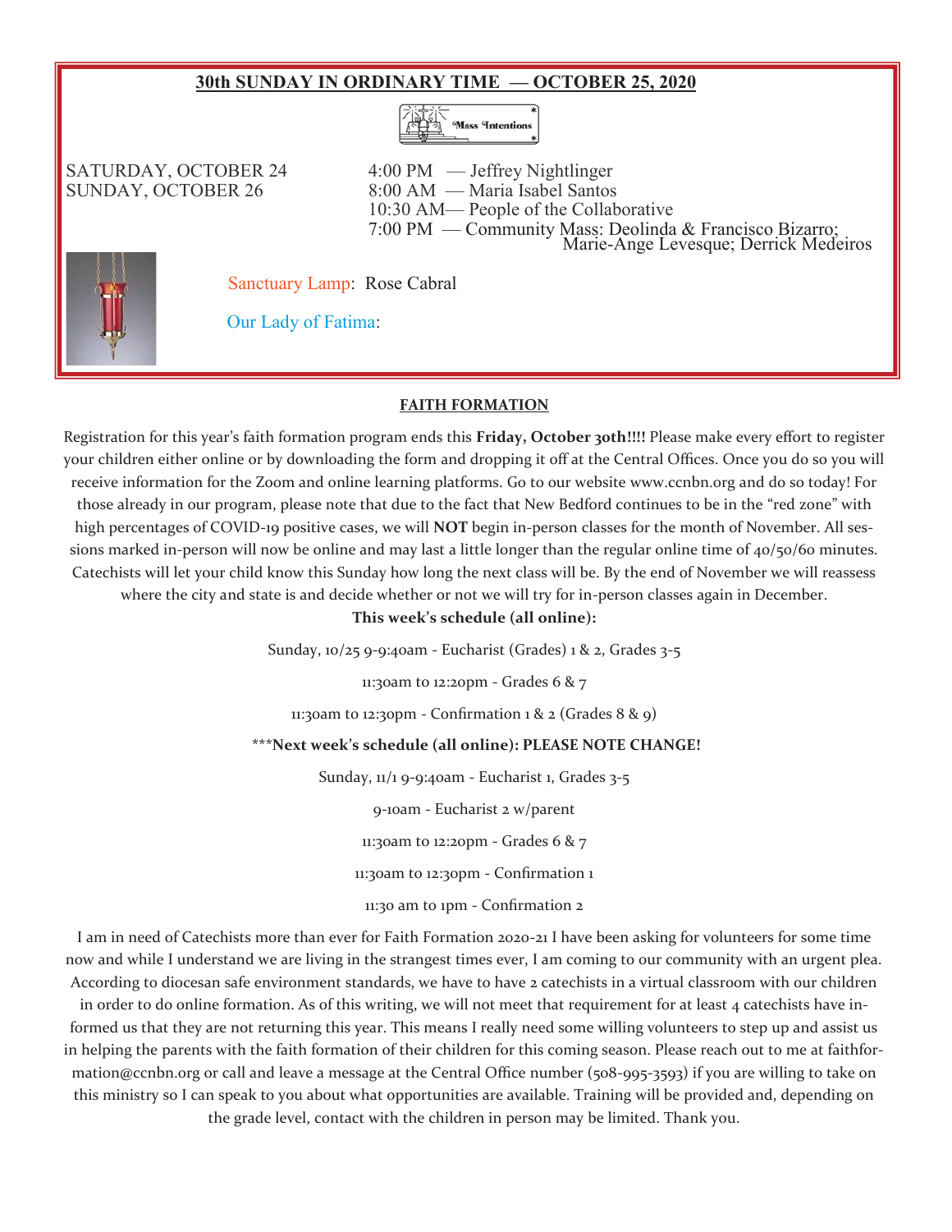## 30th SUNDAY IN ORDINARY TIME — OCTOBER 25, 2020

Mass Intentions

SATURDAY, OCTOBER 24 4:00 PM — Jeffrey Nightlinger

SUNDAY, OCTOBER 26 8:00 AM — Maria Isabel Santos

10:30 AM— People of the Collaborative

7:00 PM — Community Mass: Deolinda & Francisco Bizarro; Marie-Ange Levesque; Derrick Medeiros

Sanctuary Lamp: Rose Cabral

Our Lady of Fatima:

### FAITH FORMATION

Registration for this year's faith formation program ends this **Friday, October 30th!!!!** Please make every effort to register your children either online or by downloading the form and dropping it off at the Central Offices. Once you do so you will receive information for the Zoom and online learning platforms. Go to our website www.ccnbn.org and do so today! For those already in our program, please note that due to the fact that New Bedford continues to be in the "red zone" with high percentages of COVID-19 positive cases, we will **NOT** begin in-person classes for the month of November. All sessions marked in-person will now be online and may last a little longer than the regular online time of 40/50/60 minutes. Catechists will let your child know this Sunday how long the next class will be. By the end of November we will reassess where the city and state is and decide whether or not we will try for in-person classes again in December.

**This week's schedule (all online):**

Sunday, 10/25 9-9:40am - Eucharist (Grades) 1 & 2, Grades 3-5

11:30am to 12:20pm - Grades 6 & 7

11:30am to 12:30pm - Confirmation 1 & 2 (Grades 8 & 9)

***Next week's schedule (all online): PLEASE NOTE CHANGE!**

Sunday, 11/1 9-9:40am - Eucharist 1, Grades 3-5

9-10am - Eucharist 2 w/parent

11:30am to 12:20pm - Grades 6 & 7

11:30am to 12:30pm - Confirmation 1

11:30 am to 1pm - Confirmation 2

I am in need of Catechists more than ever for Faith Formation 2020-21 I have been asking for volunteers for some time now and while I understand we are living in the strangest times ever, I am coming to our community with an urgent plea. According to diocesan safe environment standards, we have to have 2 catechists in a virtual classroom with our children in order to do online formation. As of this writing, we will not meet that requirement for at least 4 catechists have informed us that they are not returning this year. This means I really need some willing volunteers to step up and assist us in helping the parents with the faith formation of their children for this coming season. Please reach out to me at faithformation@ccnbn.org or call and leave a message at the Central Office number (508-995-3593) if you are willing to take on this ministry so I can speak to you about what opportunities are available. Training will be provided and, depending on the grade level, contact with the children in person may be limited. Thank you.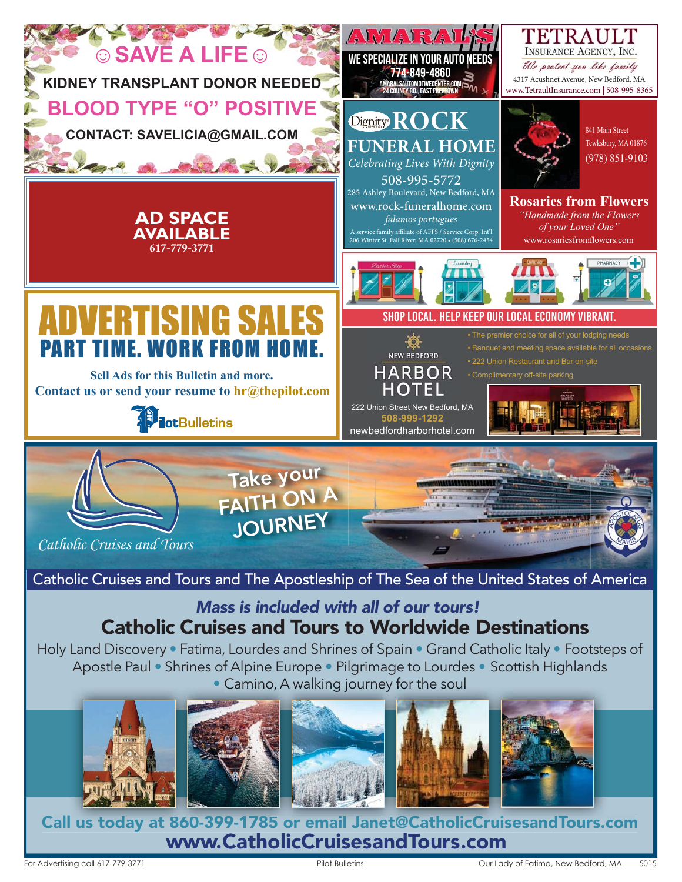☺ SAVE A LIFE ☺

**KIDNEY TRANSPLANT DONOR NEEDED**

**BLOOD TYPE "O" POSITIVE**

**CONTACT: SAVELICIA@GMAIL.COM**

**AD SPACE AVAILABLE**
617-779-3771

# ADVERTISING SALES
## PART TIME. WORK FROM HOME.

**Sell Ads for this Bulletin and more.**
**Contact us or send your resume to hr@thepilot.com**

PilotBulletins

**AMARAL'S**
WE SPECIALIZE IN YOUR AUTO NEEDS
774-849-4860
AMARALSAUTOMOTIVECENTER.COM
24 COUNTY RD., EAST FREETOWN

**TETRAULT**
INSURANCE AGENCY, INC.
*We protect you like family*
4317 Acushnet Avenue, New Bedford, MA
www.TetraultInsurance.com | 508-995-8365

Dignity **ROCK FUNERAL HOME**
*Celebrating Lives With Dignity*
508-995-5772
285 Ashley Boulevard, New Bedford, MA
www.rock-funeralhome.com
*falamos portugues*
A service family affiliate of AFFS / Service Corp. Int'l
206 Winter St. Fall River, MA 02720 • (508) 676-2454

841 Main Street
Tewksbury, MA 01876
(978) 851-9103

**Rosaries from Flowers**
*"Handmade from the Flowers of your Loved One"*
www.rosariesfromflowers.com

SHOP LOCAL. HELP KEEP OUR LOCAL ECONOMY VIBRANT.

NEW BEDFORD HARBOR HOTEL
- The premier choice for all of your lodging needs
- Banquet and meeting space available for all occasions
- 222 Union Restaurant and Bar on-site
- Complimentary off-site parking

222 Union Street New Bedford, MA
508-999-1292
newbedfordharborhotel.com

Catholic Cruises and Tours

Take your FAITH ON A JOURNEY

Catholic Cruises and Tours and The Apostleship of The Sea of the United States of America

***Mass is included with all of our tours!***

## Catholic Cruises and Tours to Worldwide Destinations

Holy Land Discovery • Fatima, Lourdes and Shrines of Spain • Grand Catholic Italy • Footsteps of Apostle Paul • Shrines of Alpine Europe • Pilgrimage to Lourdes • Scottish Highlands • Camino, A walking journey for the soul

**Call us today at 860-399-1785 or email Janet@CatholicCruisesandTours.com**
**www.CatholicCruisesandTours.com**